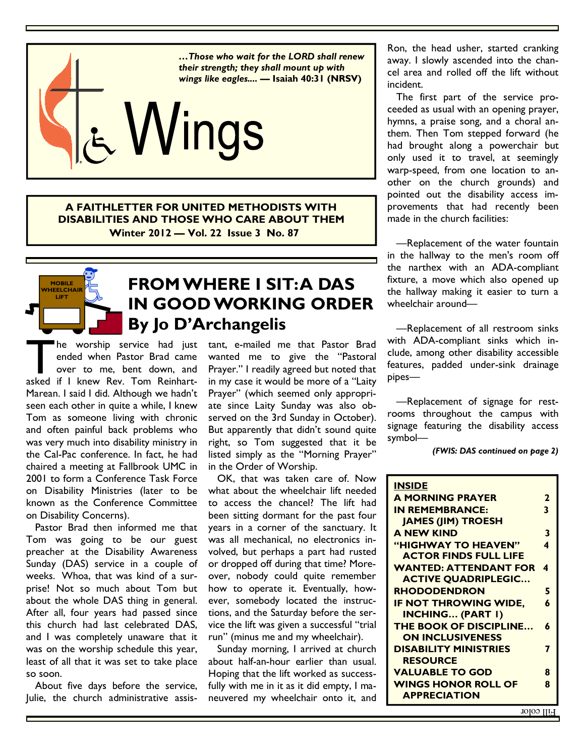*…Those who wait for the LORD shall renew their strength; they shall mount up with wings like eagles....* **— Isaiah 40:31 (NRSV)**

# Wings

**A FAITHLETTER FOR UNITED METHODISTS WITH DISABILITIES AND THOSE WHO CARE ABOUT THEM**
**Winter 2012 — Vol. 22 Issue 3 No. 87**

## FROM WHERE I SIT: A DAS IN GOOD WORKING ORDER
### By Jo D'Archangelis

The worship service had just ended when Pastor Brad came over to me, bent down, and asked if I knew Rev. Tom Reinhart-Marean. I said I did. Although we hadn't seen each other in quite a while, I knew Tom as someone living with chronic and often painful back problems who was very much into disability ministry in the Cal-Pac conference. In fact, he had chaired a meeting at Fallbrook UMC in 2001 to form a Conference Task Force on Disability Ministries (later to be known as the Conference Committee on Disability Concerns).

Pastor Brad then informed me that Tom was going to be our guest preacher at the Disability Awareness Sunday (DAS) service in a couple of weeks. Whoa, that was kind of a surprise! Not so much about Tom but about the whole DAS thing in general. After all, four years had passed since this church had last celebrated DAS, and I was completely unaware that it was on the worship schedule this year, least of all that it was set to take place so soon.

About five days before the service, Julie, the church administrative assistant, e-mailed me that Pastor Brad wanted me to give the "Pastoral Prayer." I readily agreed but noted that in my case it would be more of a "Laity Prayer" (which seemed only appropriate since Laity Sunday was also observed on the 3rd Sunday in October). But apparently that didn't sound quite right, so Tom suggested that it be listed simply as the "Morning Prayer" in the Order of Worship.

OK, that was taken care of. Now what about the wheelchair lift needed to access the chancel? The lift had been sitting dormant for the past four years in a corner of the sanctuary. It was all mechanical, no electronics involved, but perhaps a part had rusted or dropped off during that time? Moreover, nobody could quite remember how to operate it. Eventually, however, somebody located the instructions, and the Saturday before the service the lift was given a successful "trial run" (minus me and my wheelchair).

Sunday morning, I arrived at church about half-an-hour earlier than usual. Hoping that the lift worked as successfully with me in it as it did empty, I maneuvered my wheelchair onto it, and Ron, the head usher, started cranking away. I slowly ascended into the chancel area and rolled off the lift without incident.

The first part of the service proceeded as usual with an opening prayer, hymns, a praise song, and a choral anthem. Then Tom stepped forward (he had brought along a powerchair but only used it to travel, at seemingly warp-speed, from one location to another on the church grounds) and pointed out the disability access improvements that had recently been made in the church facilities:

—Replacement of the water fountain in the hallway to the men's room off the narthex with an ADA-compliant fixture, a move which also opened up the hallway making it easier to turn a wheelchair around—

—Replacement of all restroom sinks with ADA-compliant sinks which include, among other disability accessible features, padded under-sink drainage pipes—

—Replacement of signage for restrooms throughout the campus with signage featuring the disability access symbol—

*(FWIS: DAS continued on page 2)*

**INSIDE**

| | |
|---|---|
| **A MORNING PRAYER** | **2** |
| **IN REMEMBRANCE: JAMES (JIM) TROESH** | **3** |
| **A NEW KIND** | **3** |
| **"HIGHWAY TO HEAVEN" ACTOR FINDS FULL LIFE** | **4** |
| **WANTED: ATTENDANT FOR ACTIVE QUADRIPLEGIC…** | **4** |
| **RHODODENDRON** | **5** |
| **IF NOT THROWING WIDE, INCHING… (PART 1)** | **6** |
| **THE BOOK OF DISCIPLINE… ON INCLUSIVENESS** | **6** |
| **DISABILITY MINISTRIES RESOURCE** | **7** |
| **VALUABLE TO GOD** | **8** |
| **WINGS HONOR ROLL OF APPRECIATION** | **8** |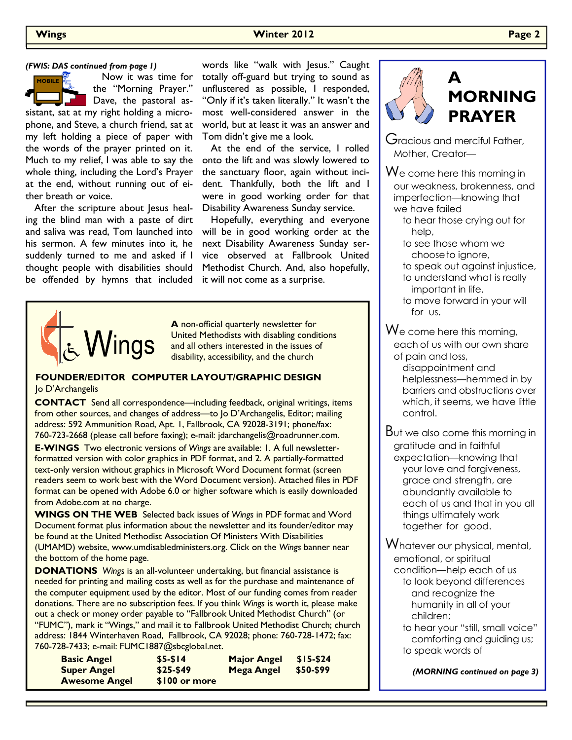*(FWIS: DAS continued from page 1)*

Now it was time for the "Morning Prayer." Dave, the pastoral assistant, sat at my right holding a microphone, and Steve, a church friend, sat at my left holding a piece of paper with the words of the prayer printed on it. Much to my relief, I was able to say the whole thing, including the Lord's Prayer at the end, without running out of either breath or voice.

After the scripture about Jesus healing the blind man with a paste of dirt and saliva was read, Tom launched into his sermon. A few minutes into it, he suddenly turned to me and asked if I thought people with disabilities should be offended by hymns that included words like "walk with Jesus." Caught totally off-guard but trying to sound as unflustered as possible, I responded, "Only if it's taken literally." It wasn't the most well-considered answer in the world, but at least it was an answer and Tom didn't give me a look.

At the end of the service, I rolled onto the lift and was slowly lowered to the sanctuary floor, again without incident. Thankfully, both the lift and I were in good working order for that Disability Awareness Sunday service.

Hopefully, everything and everyone will be in good working order at the next Disability Awareness Sunday service observed at Fallbrook United Methodist Church. And, also hopefully, it will not come as a surprise.

# Wings

**A** non-official quarterly newsletter for United Methodists with disabling conditions and all others interested in the issues of disability, accessibility, and the church

**FOUNDER/EDITOR COMPUTER LAYOUT/GRAPHIC DESIGN**
Jo D'Archangelis

**CONTACT** Send all correspondence—including feedback, original writings, items from other sources, and changes of address—to Jo D'Archangelis, Editor; mailing address: 592 Ammunition Road, Apt. 1, Fallbrook, CA 92028-3191; phone/fax: 760-723-2668 (please call before faxing); e-mail: jdarchangelis@roadrunner.com.

**E-WINGS** Two electronic versions of *Wings* are available: 1. A full newsletter-formatted version with color graphics in PDF format, and 2. A partially-formatted text-only version without graphics in Microsoft Word Document format (screen readers seem to work best with the Word Document version). Attached files in PDF format can be opened with Adobe 6.0 or higher software which is easily downloaded from Adobe.com at no charge.

**WINGS ON THE WEB** Selected back issues of *Wings* in PDF format and Word Document format plus information about the newsletter and its founder/editor may be found at the United Methodist Association Of Ministers With Disabilities (UMAMD) website, www.umdisabledministers.org. Click on the *Wings* banner near the bottom of the home page.

**DONATIONS** *Wings* is an all-volunteer undertaking, but financial assistance is needed for printing and mailing costs as well as for the purchase and maintenance of the computer equipment used by the editor. Most of our funding comes from reader donations. There are no subscription fees. If you think *Wings* is worth it, please make out a check or money order payable to "Fallbrook United Methodist Church" (or "FUMC"), mark it "Wings," and mail it to Fallbrook United Methodist Church; church address: 1844 Winterhaven Road, Fallbrook, CA 92028; phone: 760-728-1472; fax: 760-728-7433; e-mail: FUMC1887@sbcglobal.net.

| | | | |
|---|---|---|---|
| **Basic Angel** | **$5-$14** | **Major Angel** | **$15-$24** |
| **Super Angel** | **$25-$49** | **Mega Angel** | **$50-$99** |
| **Awesome Angel** | **$100 or more** | | |

# A MORNING PRAYER

Gracious and merciful Father, Mother, Creator—

We come here this morning in our weakness, brokenness, and imperfection—knowing that we have failed
to hear those crying out for help,
to see those whom we choose to ignore,
to speak out against injustice,
to understand what is really important in life,
to move forward in your will for us.

We come here this morning, each of us with our own share of pain and loss,
disappointment and helplessness—hemmed in by barriers and obstructions over which, it seems, we have little control.

But we also come this morning in gratitude and in faithful expectation—knowing that
your love and forgiveness, grace and strength, are abundantly available to each of us and that in you all things ultimately work together for good.

Whatever our physical, mental, emotional, or spiritual condition—help each of us
to look beyond differences and recognize the humanity in all of your children;
to hear your "still, small voice" comforting and guiding us;
to speak words of

*(MORNING continued on page 3)*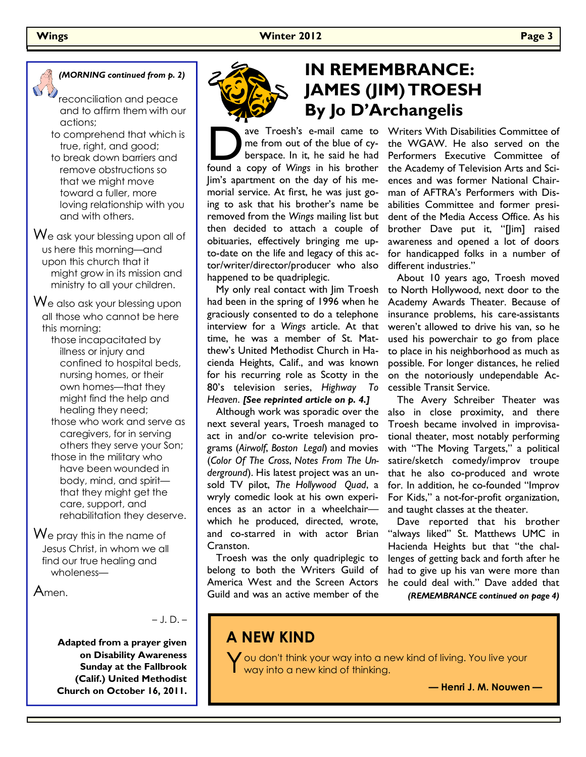*(MORNING continued from p. 2)*

reconciliation and peace and to affirm them with our actions;

to comprehend that which is true, right, and good;

to break down barriers and remove obstructions so that we might move toward a fuller, more loving relationship with you and with others.

We ask your blessing upon all of us here this morning—and upon this church that it might grow in its mission and ministry to all your children.

We also ask your blessing upon all those who cannot be here this morning:

those incapacitated by illness or injury and confined to hospital beds, nursing homes, or their own homes—that they might find the help and healing they need;

those who work and serve as caregivers, for in serving others they serve your Son;

those in the military who have been wounded in body, mind, and spirit—that they might get the care, support, and rehabilitation they deserve.

We pray this in the name of Jesus Christ, in whom we all find our true healing and wholeness—

Amen.

– J. D. –

**Adapted from a prayer given on Disability Awareness Sunday at the Fallbrook (Calif.) United Methodist Church on October 16, 2011.**

# IN REMEMBRANCE: JAMES (JIM) TROESH

## By Jo D'Archangelis

Dave Troesh's e-mail came to me from out of the blue of cyberspace. In it, he said he had found a copy of *Wings* in his brother Jim's apartment on the day of his memorial service. At first, he was just going to ask that his brother's name be removed from the *Wings* mailing list but then decided to attach a couple of obituaries, effectively bringing me up-to-date on the life and legacy of this actor/writer/director/producer who also happened to be quadriplegic.

My only real contact with Jim Troesh had been in the spring of 1996 when he graciously consented to do a telephone interview for a *Wings* article. At that time, he was a member of St. Mathew's United Methodist Church in Hacienda Heights, Calif., and was known for his recurring role as Scotty in the 80's television series, *Highway To Heaven*. ***[See reprinted article on p. 4.]***

Although work was sporadic over the next several years, Troesh managed to act in and/or co-write television programs (*Airwolf*, *Boston Legal*) and movies (*Color Of The Cross*, *Notes From The Underground*). His latest project was an unsold TV pilot, *The Hollywood Quad*, a wryly comedic look at his own experiences as an actor in a wheelchair—which he produced, directed, wrote, and co-starred in with actor Brian Cranston.

Troesh was the only quadriplegic to belong to both the Writers Guild of America West and the Screen Actors Guild and was an active member of the Writers With Disabilities Committee of the WGAW. He also served on the Performers Executive Committee of the Academy of Television Arts and Sciences and was former National Chairman of AFTRA's Performers with Disabilities Committee and former president of the Media Access Office. As his brother Dave put it, "[Jim] raised awareness and opened a lot of doors for handicapped folks in a number of different industries."

About 10 years ago, Troesh moved to North Hollywood, next door to the Academy Awards Theater. Because of insurance problems, his care-assistants weren't allowed to drive his van, so he used his powerchair to go from place to place in his neighborhood as much as possible. For longer distances, he relied on the notoriously undependable Accessible Transit Service.

The Avery Schreiber Theater was also in close proximity, and there Troesh became involved in improvisational theater, most notably performing with "The Moving Targets," a political satire/sketch comedy/improv troupe that he also co-produced and wrote for. In addition, he co-founded "Improv For Kids," a not-for-profit organization, and taught classes at the theater.

Dave reported that his brother "always liked" St. Matthews UMC in Hacienda Heights but that "the challenges of getting back and forth after he had to give up his van were more than he could deal with." Dave added that

***(REMEMBRANCE continued on page 4)***

## A NEW KIND

You don't think your way into a new kind of living. You live your way into a new kind of thinking.

**— Henri J. M. Nouwen —**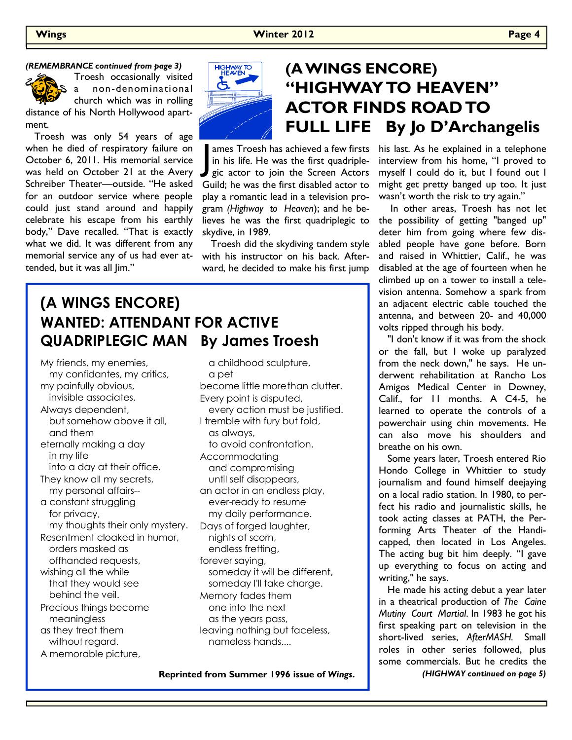*(REMEMBRANCE continued from page 3)*

Troesh occasionally visited a non-denominational church which was in rolling distance of his North Hollywood apartment.

Troesh was only 54 years of age when he died of respiratory failure on October 6, 2011. His memorial service was held on October 21 at the Avery Schreiber Theater—outside. "He asked for an outdoor service where people could just stand around and happily celebrate his escape from his earthly body," Dave recalled. "That is exactly what we did. It was different from any memorial service any of us had ever attended, but it was all Jim."

# (A WINGS ENCORE) "HIGHWAY TO HEAVEN" ACTOR FINDS ROAD TO FULL LIFE By Jo D'Archangelis

James Troesh has achieved a few firsts in his life. He was the first quadriplegic actor to join the Screen Actors Guild; he was the first disabled actor to play a romantic lead in a television program (*Highway to Heaven*); and he believes he was the first quadriplegic to skydive, in 1989.

Troesh did the skydiving tandem style with his instructor on his back. Afterward, he decided to make his first jump his last. As he explained in a telephone interview from his home, "I proved to myself I could do it, but I found out I might get pretty banged up too. It just wasn't worth the risk to try again."

In other areas, Troesh has not let the possibility of getting "banged up" deter him from going where few disabled people have gone before. Born and raised in Whittier, Calif., he was disabled at the age of fourteen when he climbed up on a tower to install a television antenna. Somehow a spark from an adjacent electric cable touched the antenna, and between 20- and 40,000 volts ripped through his body.

"I don't know if it was from the shock or the fall, but I woke up paralyzed from the neck down," he says. He underwent rehabilitation at Rancho Los Amigos Medical Center in Downey, Calif., for 11 months. A C4-5, he learned to operate the controls of a powerchair using chin movements. He can also move his shoulders and breathe on his own.

Some years later, Troesh entered Rio Hondo College in Whittier to study journalism and found himself deejaying on a local radio station. In 1980, to perfect his radio and journalistic skills, he took acting classes at PATH, the Performing Arts Theater of the Handicapped, then located in Los Angeles. The acting bug bit him deeply. "I gave up everything to focus on acting and writing," he says.

He made his acting debut a year later in a theatrical production of *The Caine Mutiny Court Martial*. In 1983 he got his first speaking part on television in the short-lived series, *AfterMASH*. Small roles in other series followed, plus some commercials. But he credits the

*(HIGHWAY continued on page 5)*

## (A WINGS ENCORE) WANTED: ATTENDANT FOR ACTIVE QUADRIPLEGIC MAN By James Troesh

My friends, my enemies,
  my confidantes, my critics,
my painfully obvious,
  invisible associates.
Always dependent,
  but somehow above it all,
  and them
eternally making a day
  in my life
  into a day at their office.
They know all my secrets,
  my personal affairs--
a constant struggling
  for privacy,
  my thoughts their only mystery.
Resentment cloaked in humor,
  orders masked as
  offhanded requests,
wishing all the while
  that they would see
  behind the veil.
Precious things become
  meaningless
as they treat them
  without regard.
A memorable picture,
  a childhood sculpture,
  a pet
become little more than clutter.
Every point is disputed,
  every action must be justified.
I tremble with fury but fold,
  as always,
  to avoid confrontation.
Accommodating
  and compromising
  until self disappears,
an actor in an endless play,
  ever-ready to resume
  my daily performance.
Days of forged laughter,
  nights of scorn,
  endless fretting,
forever saying,
  someday it will be different,
  someday I'll take charge.
Memory fades them
  one into the next
  as the years pass,
leaving nothing but faceless,
  nameless hands....

**Reprinted from Summer 1996 issue of *Wings*.**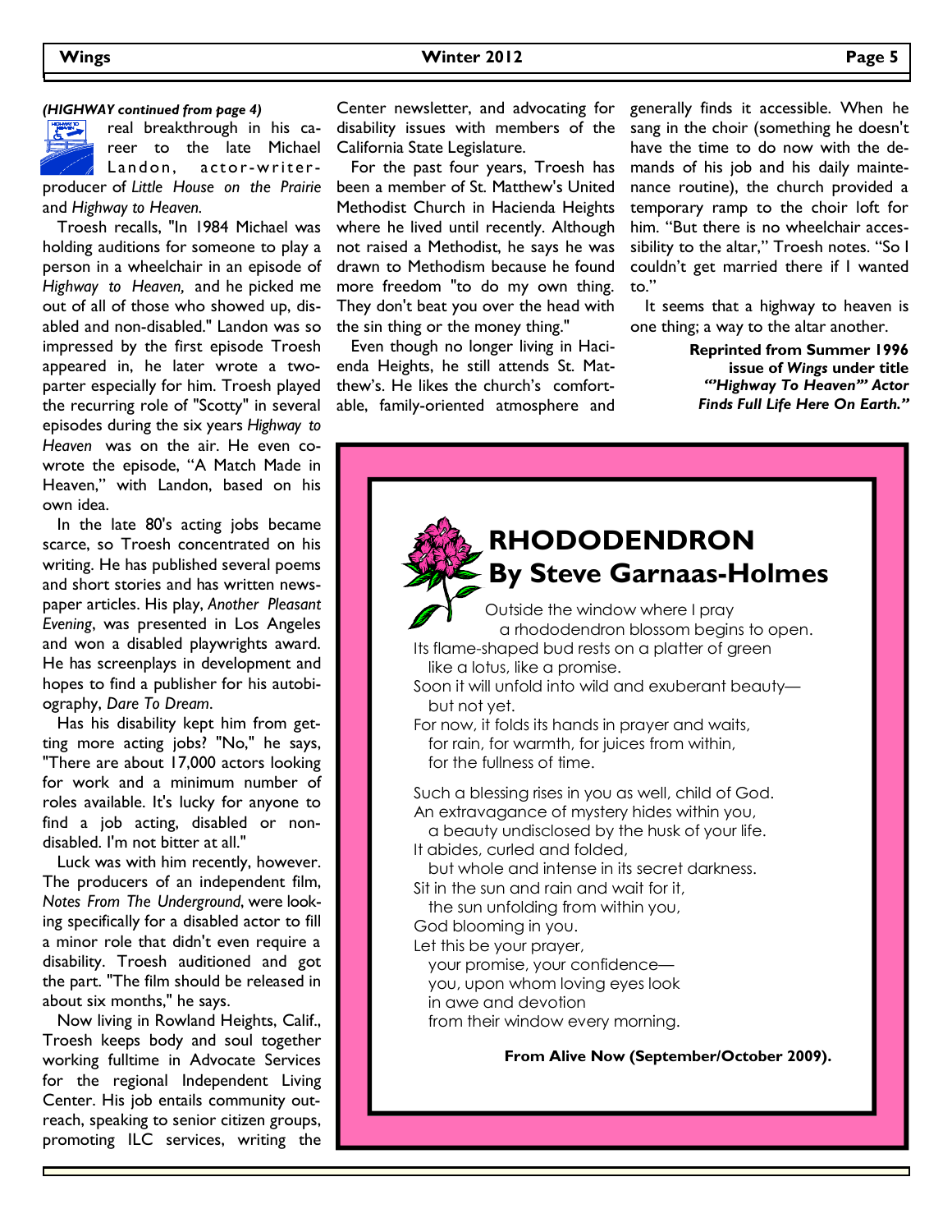*(HIGHWAY continued from page 4)*

real breakthrough in his career to the late Michael Landon, actor-writer-producer of *Little House on the Prairie* and *Highway to Heaven.*

Troesh recalls, "In 1984 Michael was holding auditions for someone to play a person in a wheelchair in an episode of *Highway to Heaven,* and he picked me out of all of those who showed up, disabled and non-disabled." Landon was so impressed by the first episode Troesh appeared in, he later wrote a two-parter especially for him. Troesh played the recurring role of "Scotty" in several episodes during the six years *Highway to Heaven* was on the air. He even co-wrote the episode, "A Match Made in Heaven," with Landon, based on his own idea.

In the late 80's acting jobs became scarce, so Troesh concentrated on his writing. He has published several poems and short stories and has written newspaper articles. His play, *Another Pleasant Evening*, was presented in Los Angeles and won a disabled playwrights award. He has screenplays in development and hopes to find a publisher for his autobiography, *Dare To Dream*.

Has his disability kept him from getting more acting jobs? "No," he says, "There are about 17,000 actors looking for work and a minimum number of roles available. It's lucky for anyone to find a job acting, disabled or non-disabled. I'm not bitter at all."

Luck was with him recently, however. The producers of an independent film, *Notes From The Underground*, were looking specifically for a disabled actor to fill a minor role that didn't even require a disability. Troesh auditioned and got the part. "The film should be released in about six months," he says.

Now living in Rowland Heights, Calif., Troesh keeps body and soul together working fulltime in Advocate Services for the regional Independent Living Center. His job entails community outreach, speaking to senior citizen groups, promoting ILC services, writing the Center newsletter, and advocating for disability issues with members of the California State Legislature.

For the past four years, Troesh has been a member of St. Matthew's United Methodist Church in Hacienda Heights where he lived until recently. Although not raised a Methodist, he says he was drawn to Methodism because he found more freedom "to do my own thing. They don't beat you over the head with the sin thing or the money thing."

Even though no longer living in Hacienda Heights, he still attends St. Matthew's. He likes the church's comfortable, family-oriented atmosphere and generally finds it accessible. When he sang in the choir (something he doesn't have the time to do now with the demands of his job and his daily maintenance routine), the church provided a temporary ramp to the choir loft for him. "But there is no wheelchair accessibility to the altar," Troesh notes. "So I couldn't get married there if I wanted to."

It seems that a highway to heaven is one thing; a way to the altar another.

**Reprinted from Summer 1996 issue of *Wings* under title *""Highway To Heaven"" Actor Finds Full Life Here On Earth."***

## RHODODENDRON
## By Steve Garnaas-Holmes

Outside the window where I pray
  a rhododendron blossom begins to open.
Its flame-shaped bud rests on a platter of green
  like a lotus, like a promise.
Soon it will unfold into wild and exuberant beauty—
  but not yet.
For now, it folds its hands in prayer and waits,
  for rain, for warmth, for juices from within,
  for the fullness of time.

Such a blessing rises in you as well, child of God.
An extravagance of mystery hides within you,
  a beauty undisclosed by the husk of your life.
It abides, curled and folded,
  but whole and intense in its secret darkness.
Sit in the sun and rain and wait for it,
  the sun unfolding from within you,
God blooming in you.
Let this be your prayer,
  your promise, your confidence—
  you, upon whom loving eyes look
  in awe and devotion
  from their window every morning.

**From Alive Now (September/October 2009).**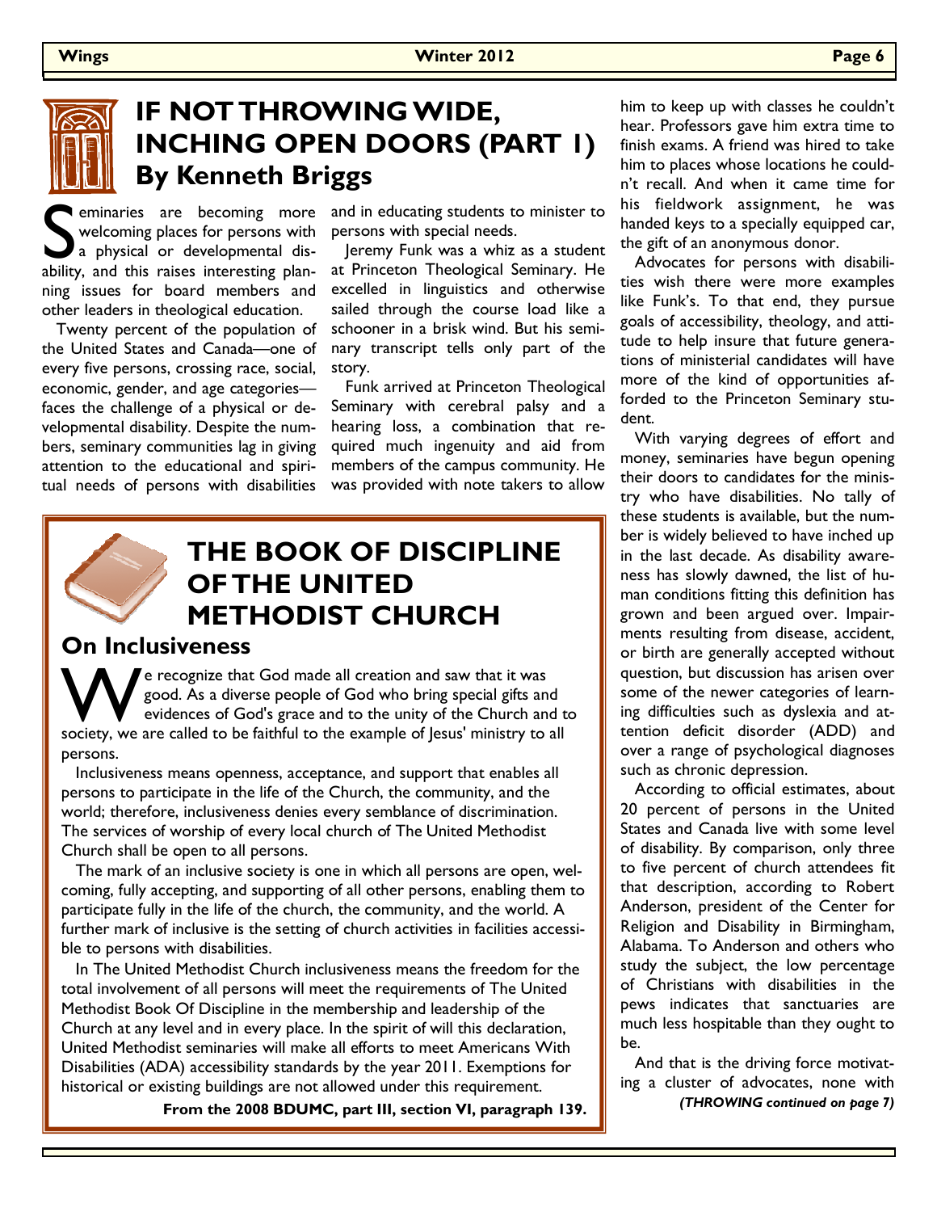# IF NOT THROWING WIDE, INCHING OPEN DOORS (PART 1)
## By Kenneth Briggs

Seminaries are becoming more welcoming places for persons with a physical or developmental disability, and this raises interesting planning issues for board members and other leaders in theological education.

Twenty percent of the population of the United States and Canada—one of every five persons, crossing race, social, economic, gender, and age categories—faces the challenge of a physical or developmental disability. Despite the numbers, seminary communities lag in giving attention to the educational and spiritual needs of persons with disabilities and in educating students to minister to persons with special needs.

Jeremy Funk was a whiz as a student at Princeton Theological Seminary. He excelled in linguistics and otherwise sailed through the course load like a schooner in a brisk wind. But his seminary transcript tells only part of the story.

Funk arrived at Princeton Theological Seminary with cerebral palsy and a hearing loss, a combination that required much ingenuity and aid from members of the campus community. He was provided with note takers to allow him to keep up with classes he couldn't hear. Professors gave him extra time to finish exams. A friend was hired to take him to places whose locations he couldn't recall. And when it came time for his fieldwork assignment, he was handed keys to a specially equipped car, the gift of an anonymous donor.

Advocates for persons with disabilities wish there were more examples like Funk's. To that end, they pursue goals of accessibility, theology, and attitude to help insure that future generations of ministerial candidates will have more of the kind of opportunities afforded to the Princeton Seminary student.

With varying degrees of effort and money, seminaries have begun opening their doors to candidates for the ministry who have disabilities. No tally of these students is available, but the number is widely believed to have inched up in the last decade. As disability awareness has slowly dawned, the list of human conditions fitting this definition has grown and been argued over. Impairments resulting from disease, accident, or birth are generally accepted without question, but discussion has arisen over some of the newer categories of learning difficulties such as dyslexia and attention deficit disorder (ADD) and over a range of psychological diagnoses such as chronic depression.

According to official estimates, about 20 percent of persons in the United States and Canada live with some level of disability. By comparison, only three to five percent of church attendees fit that description, according to Robert Anderson, president of the Center for Religion and Disability in Birmingham, Alabama. To Anderson and others who study the subject, the low percentage of Christians with disabilities in the pews indicates that sanctuaries are much less hospitable than they ought to be.

And that is the driving force motivating a cluster of advocates, none with

*(THROWING continued on page 7)*

# THE BOOK OF DISCIPLINE OF THE UNITED METHODIST CHURCH

## On Inclusiveness

We recognize that God made all creation and saw that it was good. As a diverse people of God who bring special gifts and evidences of God's grace and to the unity of the Church and to society, we are called to be faithful to the example of Jesus' ministry to all persons.

Inclusiveness means openness, acceptance, and support that enables all persons to participate in the life of the Church, the community, and the world; therefore, inclusiveness denies every semblance of discrimination. The services of worship of every local church of The United Methodist Church shall be open to all persons.

The mark of an inclusive society is one in which all persons are open, welcoming, fully accepting, and supporting of all other persons, enabling them to participate fully in the life of the church, the community, and the world. A further mark of inclusive is the setting of church activities in facilities accessible to persons with disabilities.

In The United Methodist Church inclusiveness means the freedom for the total involvement of all persons will meet the requirements of The United Methodist Book Of Discipline in the membership and leadership of the Church at any level and in every place. In the spirit of will this declaration, United Methodist seminaries will make all efforts to meet Americans With Disabilities (ADA) accessibility standards by the year 2011. Exemptions for historical or existing buildings are not allowed under this requirement.

**From the 2008 BDUMC, part III, section VI, paragraph 139.**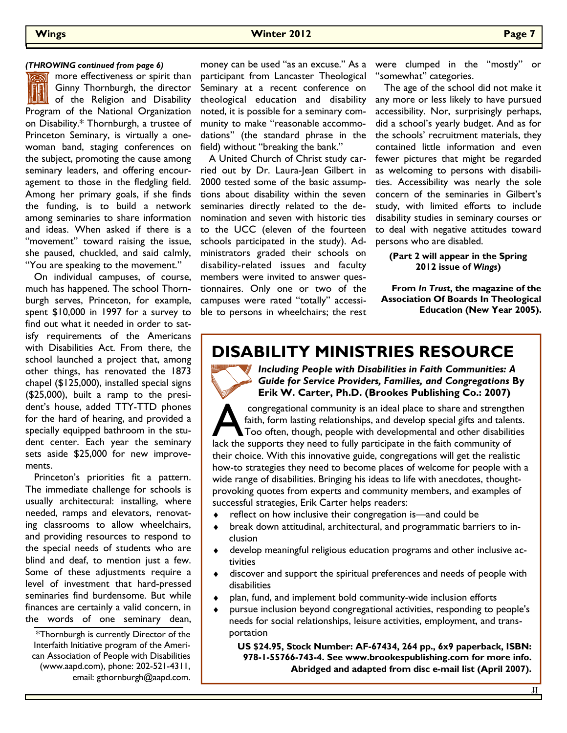*(THROWING continued from page 6)*

more effectiveness or spirit than Ginny Thornburgh, the director of the Religion and Disability Program of the National Organization on Disability.* Thornburgh, a trustee of Princeton Seminary, is virtually a one-woman band, staging conferences on the subject, promoting the cause among seminary leaders, and offering encouragement to those in the fledgling field. Among her primary goals, if she finds the funding, is to build a network among seminaries to share information and ideas. When asked if there is a "movement" toward raising the issue, she paused, chuckled, and said calmly, "You are speaking to the movement."

On individual campuses, of course, much has happened. The school Thornburgh serves, Princeton, for example, spent $10,000 in 1997 for a survey to find out what it needed in order to satisfy requirements of the Americans with Disabilities Act. From there, the school launched a project that, among other things, has renovated the 1873 chapel ($125,000), installed special signs ($25,000), built a ramp to the president's house, added TTY-TTD phones for the hard of hearing, and provided a specially equipped bathroom in the student center. Each year the seminary sets aside $25,000 for new improvements.

Princeton's priorities fit a pattern. The immediate challenge for schools is usually architectural: installing, where needed, ramps and elevators, renovating classrooms to allow wheelchairs, and providing resources to respond to the special needs of students who are blind and deaf, to mention just a few. Some of these adjustments require a level of investment that hard-pressed seminaries find burdensome. But while finances are certainly a valid concern, in the words of one seminary dean, money can be used "as an excuse." As a participant from Lancaster Theological Seminary at a recent conference on theological education and disability noted, it is possible for a seminary community to make "reasonable accommodations" (the standard phrase in the field) without "breaking the bank."

A United Church of Christ study carried out by Dr. Laura-Jean Gilbert in 2000 tested some of the basic assumptions about disability within the seven seminaries directly related to the denomination and seven with historic ties to the UCC (eleven of the fourteen schools participated in the study). Administrators graded their schools on disability-related issues and faculty members were invited to answer questionnaires. Only one or two of the campuses were rated "totally" accessible to persons in wheelchairs; the rest were clumped in the "mostly" or "somewhat" categories.

The age of the school did not make it any more or less likely to have pursued accessibility. Nor, surprisingly perhaps, did a school's yearly budget. And as for the schools' recruitment materials, they contained little information and even fewer pictures that might be regarded as welcoming to persons with disabilities. Accessibility was nearly the sole concern of the seminaries in Gilbert's study, with limited efforts to include disability studies in seminary courses or to deal with negative attitudes toward persons who are disabled.

**(Part 2 will appear in the Spring 2012 issue of *Wings*)**

**From *In Trust*, the magazine of the Association Of Boards In Theological Education (New Year 2005).**

*Thornburgh is currently Director of the Interfaith Initiative program of the American Association of People with Disabilities (www.aapd.com), phone: 202-521-4311, email: gthornburgh@aapd.com.

# DISABILITY MINISTRIES RESOURCE

***Including People with Disabilities in Faith Communities: A Guide for Service Providers, Families, and Congregations* By Erik W. Carter, Ph.D. (Brookes Publishing Co.: 2007)**

A congregational community is an ideal place to share and strengthen faith, form lasting relationships, and develop special gifts and talents. Too often, though, people with developmental and other disabilities lack the supports they need to fully participate in the faith community of their choice. With this innovative guide, congregations will get the realistic how-to strategies they need to become places of welcome for people with a wide range of disabilities. Bringing his ideas to life with anecdotes, thought-provoking quotes from experts and community members, and examples of successful strategies, Erik Carter helps readers:

- reflect on how inclusive their congregation is—and could be
- break down attitudinal, architectural, and programmatic barriers to inclusion
- develop meaningful religious education programs and other inclusive activities
- discover and support the spiritual preferences and needs of people with disabilities
- plan, fund, and implement bold community-wide inclusion efforts
- pursue inclusion beyond congregational activities, responding to people's needs for social relationships, leisure activities, employment, and transportation

**US $24.95, Stock Number: AF-67434, 264 pp., 6x9 paperback, ISBN: 978-1-55766-743-4. See www.brookespublishing.com for more info. Abridged and adapted from disc e-mail list (April 2007).**

JI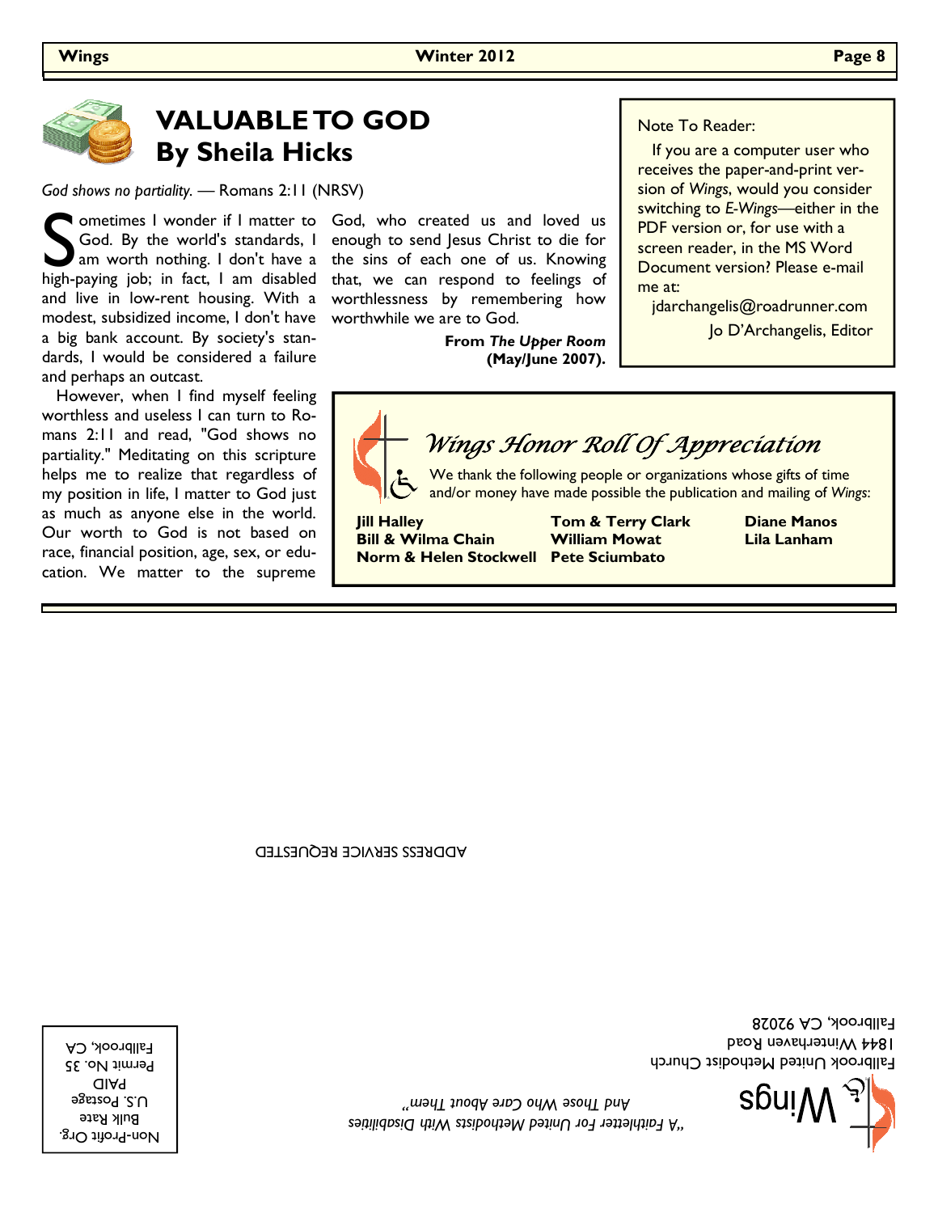# VALUABLE TO GOD
## By Sheila Hicks

*God shows no partiality.* — Romans 2:11 (NRSV)

Sometimes I wonder if I matter to God. By the world's standards, I am worth nothing. I don't have a high-paying job; in fact, I am disabled and live in low-rent housing. With a modest, subsidized income, I don't have a big bank account. By society's standards, I would be considered a failure and perhaps an outcast.

However, when I find myself feeling worthless and useless I can turn to Romans 2:11 and read, "God shows no partiality." Meditating on this scripture helps me to realize that regardless of my position in life, I matter to God just as much as anyone else in the world. Our worth to God is not based on race, financial position, age, sex, or education. We matter to the supreme God, who created us and loved us enough to send Jesus Christ to die for the sins of each one of us. Knowing that, we can respond to feelings of worthlessness by remembering how worthwhile we are to God.

**From *The Upper Room* (May/June 2007).**

---

Note To Reader:

If you are a computer user who receives the paper-and-print version of *Wings*, would you consider switching to *E-Wings*—either in the PDF version or, for use with a screen reader, in the MS Word Document version? Please e-mail me at:

jdarchangelis@roadrunner.com

Jo D'Archangelis, Editor

---

## *Wings Honor Roll Of Appreciation*

We thank the following people or organizations whose gifts of time and/or money have made possible the publication and mailing of *Wings*:

**Jill Halley**
**Bill & Wilma Chain**
**Norm & Helen Stockwell**
**Tom & Terry Clark**
**William Mowat**
**Pete Sciumbato**
**Diane Manos**
**Lila Lanham**

---

Wings

Fallbrook United Methodist Church
1844 Winterhaven Road
Fallbrook, CA 92028

*"A Faithletter For United Methodists With Disabilities And Those Who Care About Them"*

Non-Profit Org.
Bulk Rate
U.S. Postage
PAID
Permit No. 35
Fallbrook, CA

ADDRESS SERVICE REQUESTED